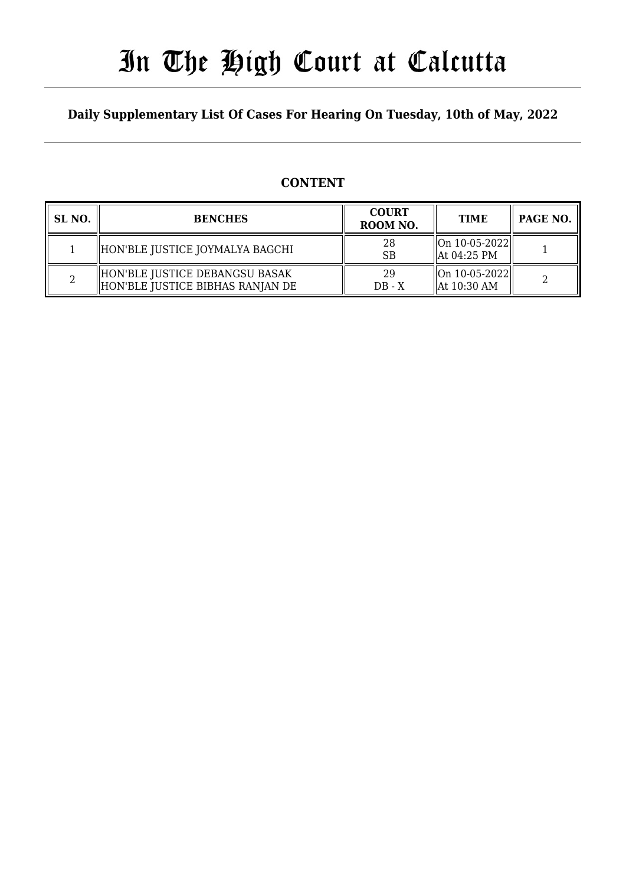# In The High Court at Calcutta

## Daily Supplementary List Of Cases For Hearing On Tuesday, 10th of May, 2022

### CONTENT

| SL NO. | BENCHES | COURT ROOM NO. | TIME | PAGE NO. |
|---|---|---|---|---|
| 1 | HON'BLE JUSTICE JOYMALYA BAGCHI | 28 SB | On 10-05-2022 At 04:25 PM | 1 |
| 2 | HON'BLE JUSTICE DEBANGSU BASAK HON'BLE JUSTICE BIBHAS RANJAN DE | 29 DB - X | On 10-05-2022 At 10:30 AM | 2 |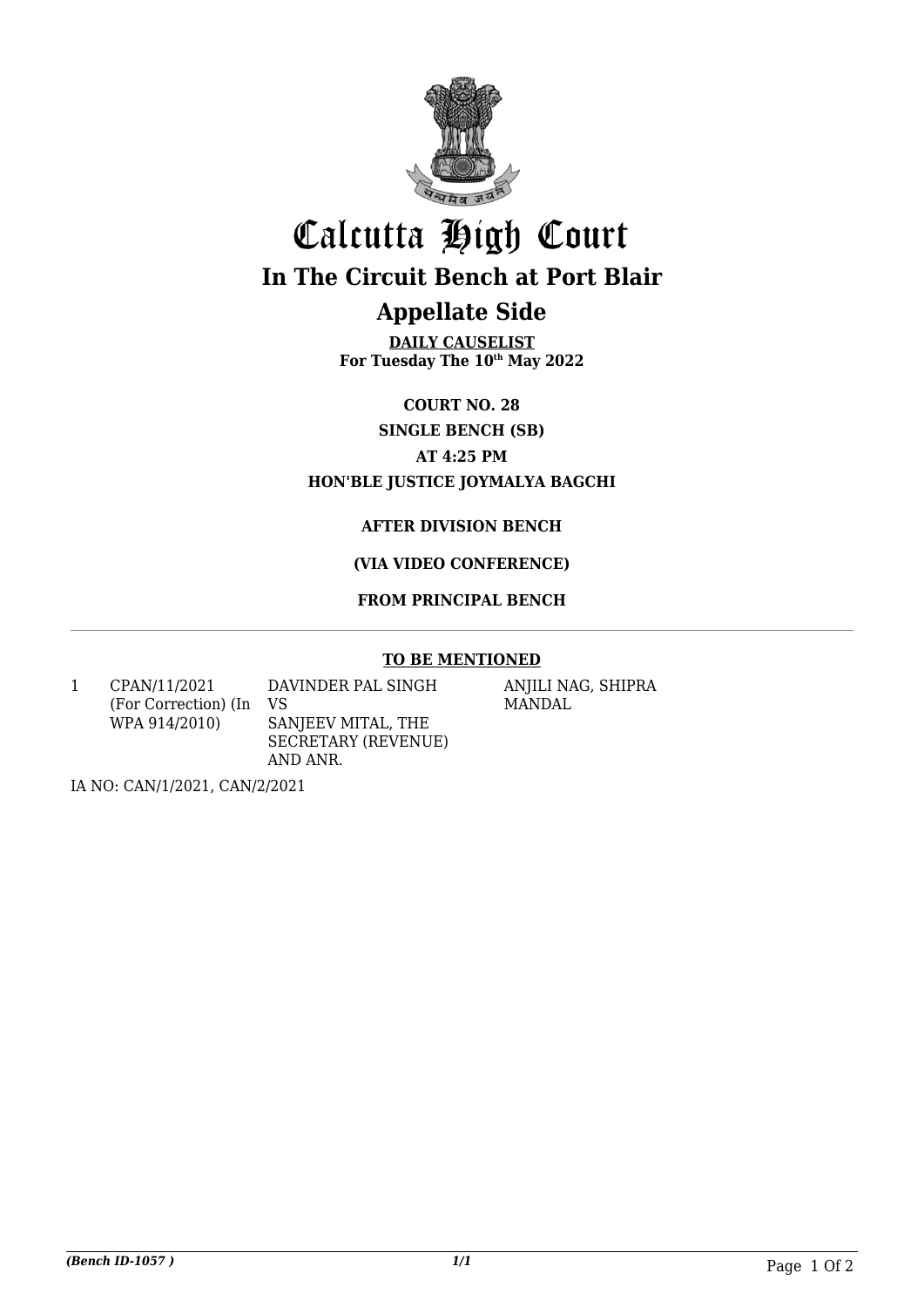# Calcutta High Court

## In The Circuit Bench at Port Blair

## Appellate Side

**DAILY CAUSELIST**
**For Tuesday The 10th May 2022**

**COURT NO. 28**

**SINGLE BENCH (SB)**

**AT 4:25 PM**

**HON'BLE JUSTICE JOYMALYA BAGCHI**

**AFTER DIVISION BENCH**

**(VIA VIDEO CONFERENCE)**

**FROM PRINCIPAL BENCH**

**TO BE MENTIONED**

| | | | |
|---|---|---|---|
| 1 | CPAN/11/2021 (For Correction) (In WPA 914/2010) | DAVINDER PAL SINGH VS SANJEEV MITAL, THE SECRETARY (REVENUE) AND ANR. | ANJILI NAG, SHIPRA MANDAL |

IA NO: CAN/1/2021, CAN/2/2021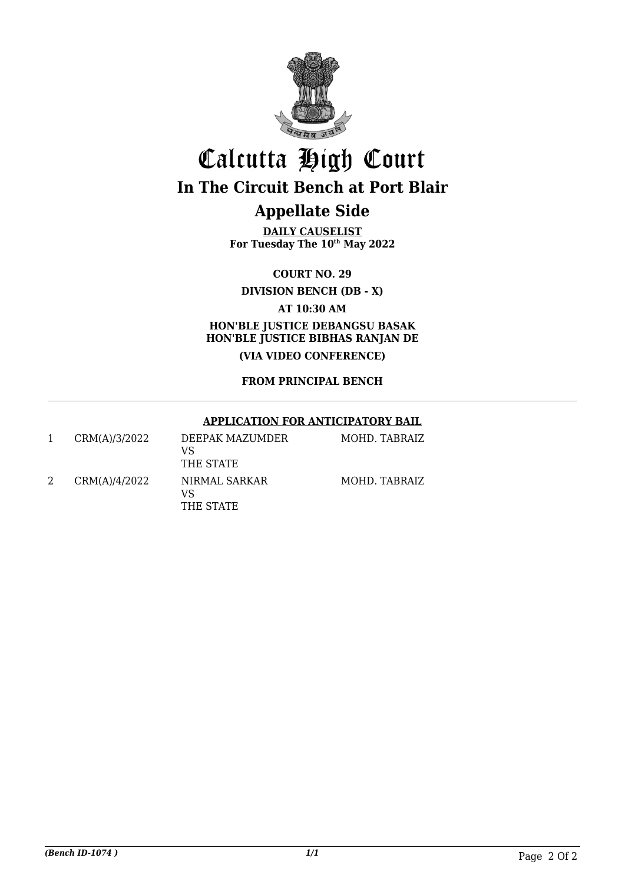# Calcutta High Court

## In The Circuit Bench at Port Blair

## Appellate Side

**DAILY CAUSELIST**
**For Tuesday The 10th May 2022**

**COURT NO. 29**

**DIVISION BENCH (DB - X)**

**AT 10:30 AM**

**HON'BLE JUSTICE DEBANGSU BASAK**
**HON'BLE JUSTICE BIBHAS RANJAN DE**

**(VIA VIDEO CONFERENCE)**

**FROM PRINCIPAL BENCH**

**APPLICATION FOR ANTICIPATORY BAIL**

| | | | |
|---|---|---|---|
| 1 | CRM(A)/3/2022 | DEEPAK MAZUMDER<br>VS<br>THE STATE | MOHD. TABRAIZ |
| 2 | CRM(A)/4/2022 | NIRMAL SARKAR<br>VS<br>THE STATE | MOHD. TABRAIZ |

*(Bench ID-1074 )*